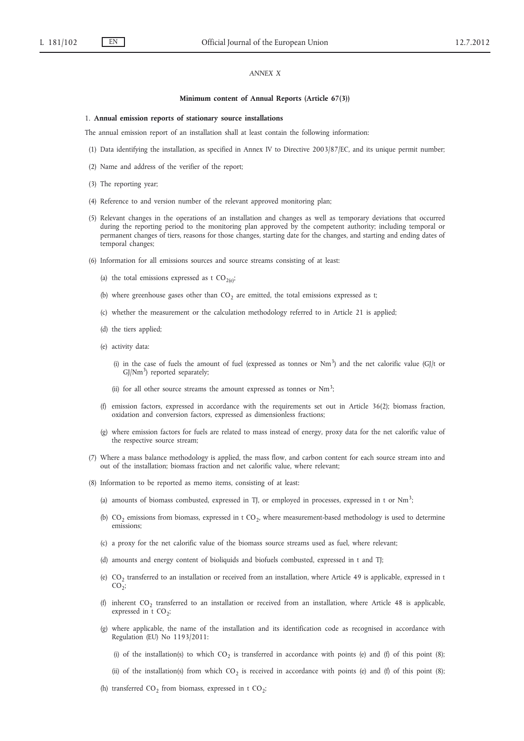*ANNEX X*

**Minimum content of Annual Reports (Article 67(3))**

1. **Annual emission reports of stationary source installations**

The annual emission report of an installation shall at least contain the following information:

(1) Data identifying the installation, as specified in Annex IV to Directive 2003/87/EC, and its unique permit number;

(2) Name and address of the verifier of the report;

(3) The reporting year;

(4) Reference to and version number of the relevant approved monitoring plan;

(5) Relevant changes in the operations of an installation and changes as well as temporary deviations that occurred during the reporting period to the monitoring plan approved by the competent authority; including temporal or permanent changes of tiers, reasons for those changes, starting date for the changes, and starting and ending dates of temporal changes;

(6) Information for all emissions sources and source streams consisting of at least:

(a) the total emissions expressed as t $CO_{2(e)}$;

(b) where greenhouse gases other than $CO_2$ are emitted, the total emissions expressed as t;

(c) whether the measurement or the calculation methodology referred to in Article 21 is applied;

(d) the tiers applied;

(e) activity data:

(i) in the case of fuels the amount of fuel (expressed as tonnes or $Nm^3$) and the net calorific value (GJ/t or $GJ/Nm^3$) reported separately;

(ii) for all other source streams the amount expressed as tonnes or $Nm^3$;

(f) emission factors, expressed in accordance with the requirements set out in Article 36(2); biomass fraction, oxidation and conversion factors, expressed as dimensionless fractions;

(g) where emission factors for fuels are related to mass instead of energy, proxy data for the net calorific value of the respective source stream;

(7) Where a mass balance methodology is applied, the mass flow, and carbon content for each source stream into and out of the installation; biomass fraction and net calorific value, where relevant;

(8) Information to be reported as memo items, consisting of at least:

(a) amounts of biomass combusted, expressed in TJ, or employed in processes, expressed in t or $Nm^3$;

(b) $CO_2$ emissions from biomass, expressed in t $CO_2$, where measurement-based methodology is used to determine emissions;

(c) a proxy for the net calorific value of the biomass source streams used as fuel, where relevant;

(d) amounts and energy content of bioliquids and biofuels combusted, expressed in t and TJ;

(e) $CO_2$ transferred to an installation or received from an installation, where Article 49 is applicable, expressed in t $CO_2$;

(f) inherent $CO_2$ transferred to an installation or received from an installation, where Article 48 is applicable, expressed in t $CO_2$;

(g) where applicable, the name of the installation and its identification code as recognised in accordance with Regulation (EU) No 1193/2011:

(i) of the installation(s) to which $CO_2$ is transferred in accordance with points (e) and (f) of this point (8);

(ii) of the installation(s) from which $CO_2$ is received in accordance with points (e) and (f) of this point (8);

(h) transferred $CO_2$ from biomass, expressed in t $CO_2$;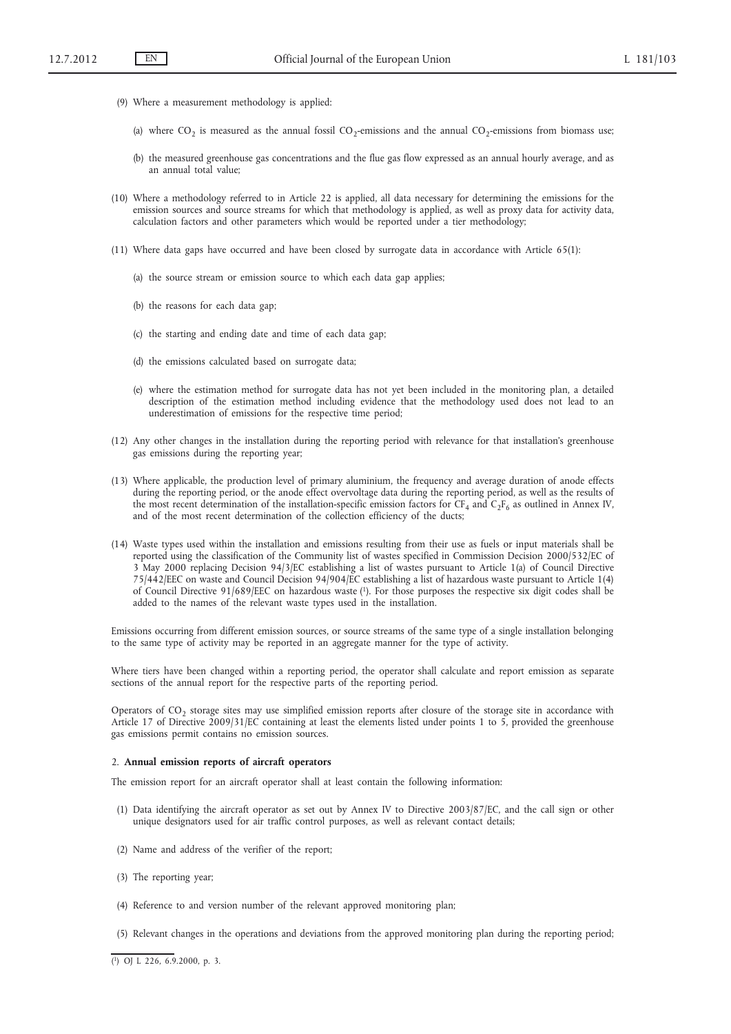(9) Where a measurement methodology is applied:

(a) where $CO_2$ is measured as the annual fossil $CO_2$-emissions and the annual $CO_2$-emissions from biomass use;

(b) the measured greenhouse gas concentrations and the flue gas flow expressed as an annual hourly average, and as an annual total value;

(10) Where a methodology referred to in Article 22 is applied, all data necessary for determining the emissions for the emission sources and source streams for which that methodology is applied, as well as proxy data for activity data, calculation factors and other parameters which would be reported under a tier methodology;

(11) Where data gaps have occurred and have been closed by surrogate data in accordance with Article 65(1):

(a) the source stream or emission source to which each data gap applies;

(b) the reasons for each data gap;

(c) the starting and ending date and time of each data gap;

(d) the emissions calculated based on surrogate data;

(e) where the estimation method for surrogate data has not yet been included in the monitoring plan, a detailed description of the estimation method including evidence that the methodology used does not lead to an underestimation of emissions for the respective time period;

(12) Any other changes in the installation during the reporting period with relevance for that installation's greenhouse gas emissions during the reporting year;

(13) Where applicable, the production level of primary aluminium, the frequency and average duration of anode effects during the reporting period, or the anode effect overvoltage data during the reporting period, as well as the results of the most recent determination of the installation-specific emission factors for $CF_4$ and $C_2F_6$ as outlined in Annex IV, and of the most recent determination of the collection efficiency of the ducts;

(14) Waste types used within the installation and emissions resulting from their use as fuels or input materials shall be reported using the classification of the Community list of wastes specified in Commission Decision 2000/532/EC of 3 May 2000 replacing Decision 94/3/EC establishing a list of wastes pursuant to Article 1(a) of Council Directive 75/442/EEC on waste and Council Decision 94/904/EC establishing a list of hazardous waste pursuant to Article 1(4) of Council Directive 91/689/EEC on hazardous waste [1]. For those purposes the respective six digit codes shall be added to the names of the relevant waste types used in the installation.

Emissions occurring from different emission sources, or source streams of the same type of a single installation belonging to the same type of activity may be reported in an aggregate manner for the type of activity.

Where tiers have been changed within a reporting period, the operator shall calculate and report emission as separate sections of the annual report for the respective parts of the reporting period.

Operators of $CO_2$ storage sites may use simplified emission reports after closure of the storage site in accordance with Article 17 of Directive 2009/31/EC containing at least the elements listed under points 1 to 5, provided the greenhouse gas emissions permit contains no emission sources.

2. **Annual emission reports of aircraft operators**

The emission report for an aircraft operator shall at least contain the following information:

(1) Data identifying the aircraft operator as set out by Annex IV to Directive 2003/87/EC, and the call sign or other unique designators used for air traffic control purposes, as well as relevant contact details;

(2) Name and address of the verifier of the report;

(3) The reporting year;

(4) Reference to and version number of the relevant approved monitoring plan;

(5) Relevant changes in the operations and deviations from the approved monitoring plan during the reporting period;

[1] OJ L 226, 6.9.2000, p. 3.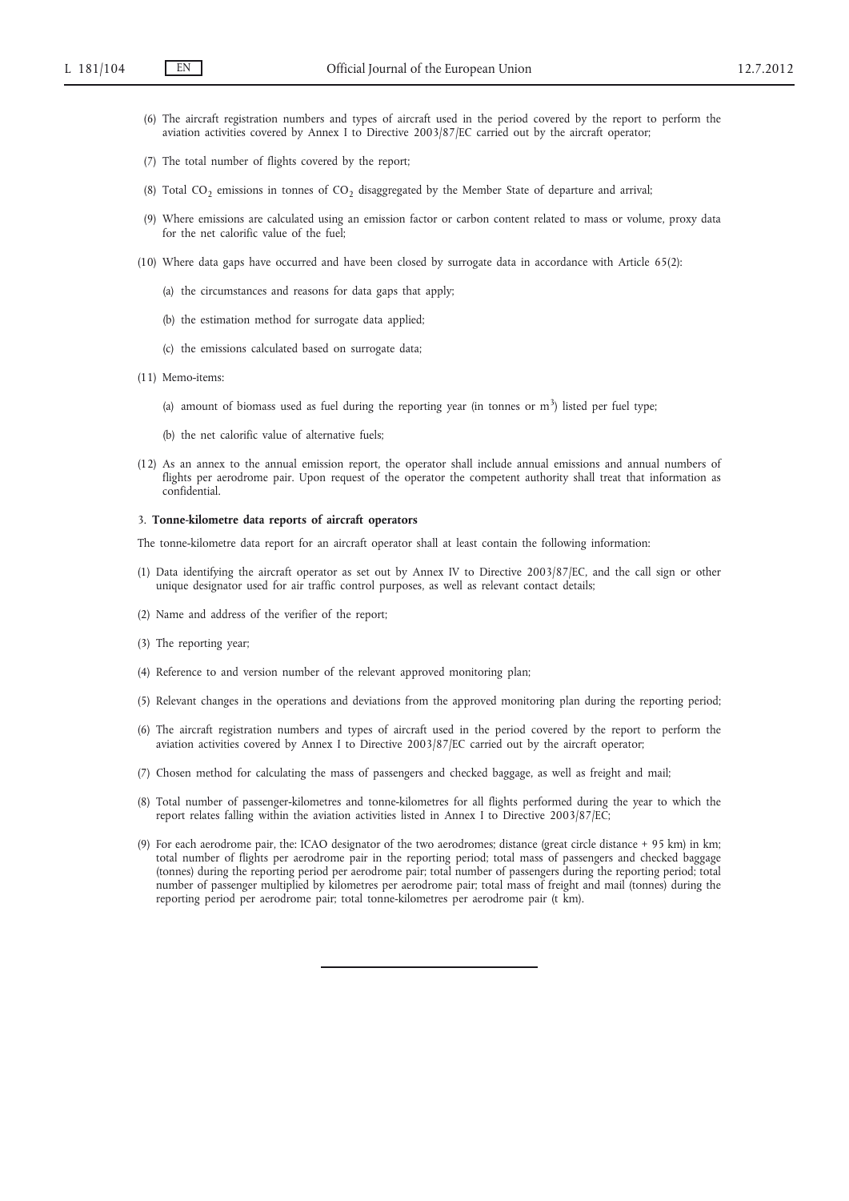(6) The aircraft registration numbers and types of aircraft used in the period covered by the report to perform the aviation activities covered by Annex I to Directive 2003/87/EC carried out by the aircraft operator;

(7) The total number of flights covered by the report;

(8) Total $CO_2$ emissions in tonnes of $CO_2$ disaggregated by the Member State of departure and arrival;

(9) Where emissions are calculated using an emission factor or carbon content related to mass or volume, proxy data for the net calorific value of the fuel;

(10) Where data gaps have occurred and have been closed by surrogate data in accordance with Article 65(2):

(a) the circumstances and reasons for data gaps that apply;

(b) the estimation method for surrogate data applied;

(c) the emissions calculated based on surrogate data;

(11) Memo-items:

(a) amount of biomass used as fuel during the reporting year (in tonnes or $m^3$) listed per fuel type;

(b) the net calorific value of alternative fuels;

(12) As an annex to the annual emission report, the operator shall include annual emissions and annual numbers of flights per aerodrome pair. Upon request of the operator the competent authority shall treat that information as confidential.

3. **Tonne-kilometre data reports of aircraft operators**

The tonne-kilometre data report for an aircraft operator shall at least contain the following information:

(1) Data identifying the aircraft operator as set out by Annex IV to Directive 2003/87/EC, and the call sign or other unique designator used for air traffic control purposes, as well as relevant contact details;

(2) Name and address of the verifier of the report;

(3) The reporting year;

(4) Reference to and version number of the relevant approved monitoring plan;

(5) Relevant changes in the operations and deviations from the approved monitoring plan during the reporting period;

(6) The aircraft registration numbers and types of aircraft used in the period covered by the report to perform the aviation activities covered by Annex I to Directive 2003/87/EC carried out by the aircraft operator;

(7) Chosen method for calculating the mass of passengers and checked baggage, as well as freight and mail;

(8) Total number of passenger-kilometres and tonne-kilometres for all flights performed during the year to which the report relates falling within the aviation activities listed in Annex I to Directive 2003/87/EC;

(9) For each aerodrome pair, the: ICAO designator of the two aerodromes; distance (great circle distance + 95 km) in km; total number of flights per aerodrome pair in the reporting period; total mass of passengers and checked baggage (tonnes) during the reporting period per aerodrome pair; total number of passengers during the reporting period; total number of passenger multiplied by kilometres per aerodrome pair; total mass of freight and mail (tonnes) during the reporting period per aerodrome pair; total tonne-kilometres per aerodrome pair (t km).